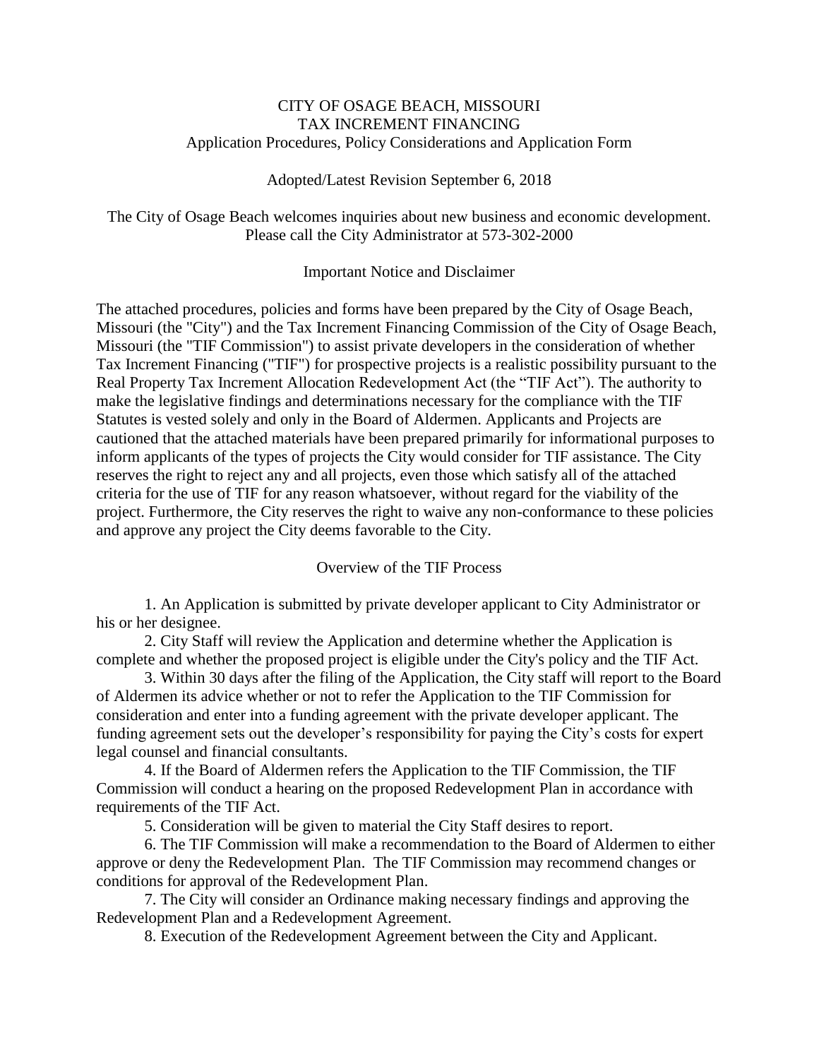# CITY OF OSAGE BEACH, MISSOURI
## TAX INCREMENT FINANCING
### Application Procedures, Policy Considerations and Application Form

Adopted/Latest Revision September 6, 2018

The City of Osage Beach welcomes inquiries about new business and economic development. Please call the City Administrator at 573-302-2000

### Important Notice and Disclaimer

The attached procedures, policies and forms have been prepared by the City of Osage Beach, Missouri (the "City") and the Tax Increment Financing Commission of the City of Osage Beach, Missouri (the "TIF Commission") to assist private developers in the consideration of whether Tax Increment Financing ("TIF") for prospective projects is a realistic possibility pursuant to the Real Property Tax Increment Allocation Redevelopment Act (the "TIF Act"). The authority to make the legislative findings and determinations necessary for the compliance with the TIF Statutes is vested solely and only in the Board of Aldermen. Applicants and Projects are cautioned that the attached materials have been prepared primarily for informational purposes to inform applicants of the types of projects the City would consider for TIF assistance. The City reserves the right to reject any and all projects, even those which satisfy all of the attached criteria for the use of TIF for any reason whatsoever, without regard for the viability of the project. Furthermore, the City reserves the right to waive any non-conformance to these policies and approve any project the City deems favorable to the City.

### Overview of the TIF Process

1. An Application is submitted by private developer applicant to City Administrator or his or her designee.
2. City Staff will review the Application and determine whether the Application is complete and whether the proposed project is eligible under the City's policy and the TIF Act.
3. Within 30 days after the filing of the Application, the City staff will report to the Board of Aldermen its advice whether or not to refer the Application to the TIF Commission for consideration and enter into a funding agreement with the private developer applicant. The funding agreement sets out the developer's responsibility for paying the City's costs for expert legal counsel and financial consultants.
4. If the Board of Aldermen refers the Application to the TIF Commission, the TIF Commission will conduct a hearing on the proposed Redevelopment Plan in accordance with requirements of the TIF Act.
5. Consideration will be given to material the City Staff desires to report.
6. The TIF Commission will make a recommendation to the Board of Aldermen to either approve or deny the Redevelopment Plan. The TIF Commission may recommend changes or conditions for approval of the Redevelopment Plan.
7. The City will consider an Ordinance making necessary findings and approving the Redevelopment Plan and a Redevelopment Agreement.
8. Execution of the Redevelopment Agreement between the City and Applicant.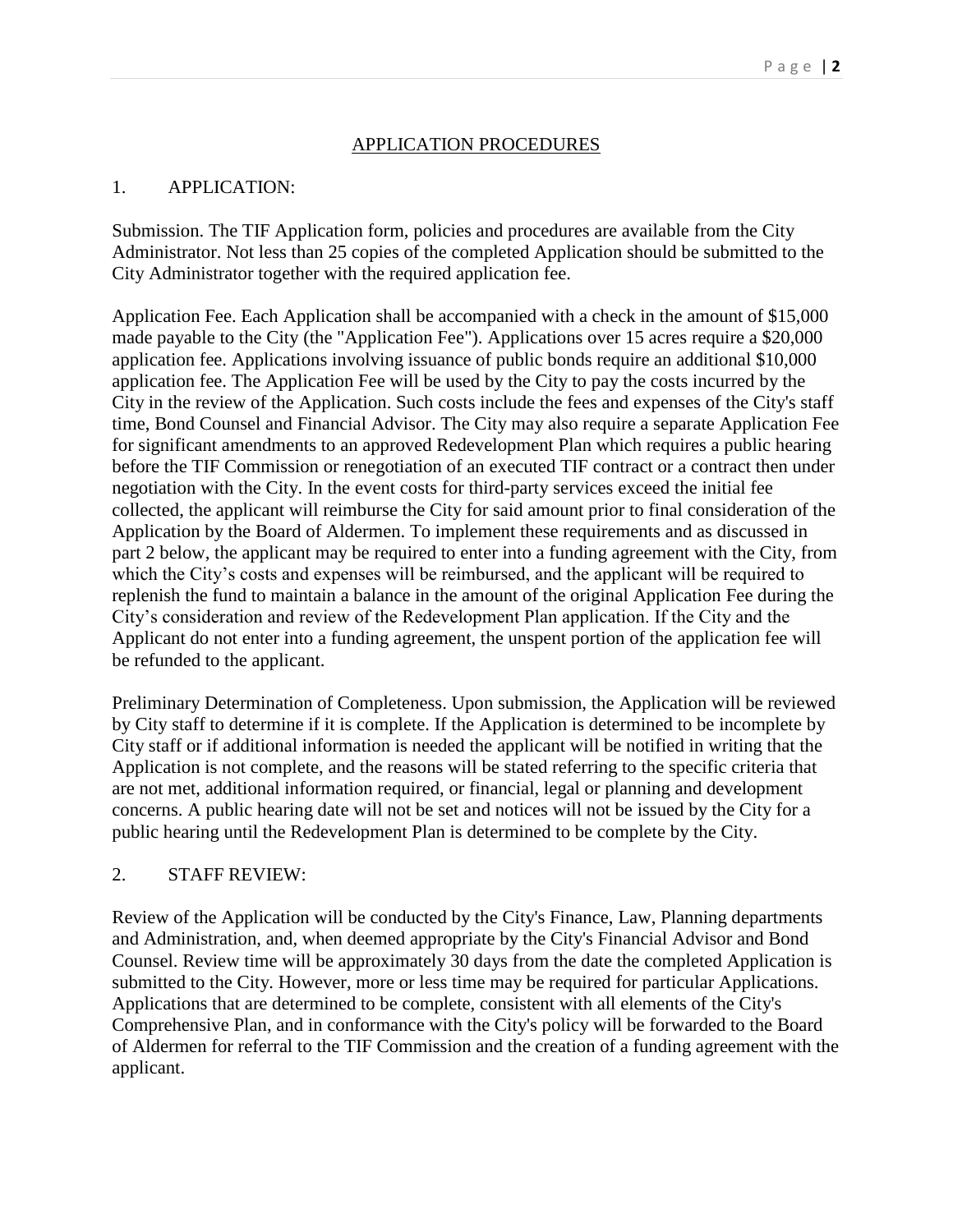## APPLICATION PROCEDURES

1. APPLICATION:

Submission. The TIF Application form, policies and procedures are available from the City Administrator. Not less than 25 copies of the completed Application should be submitted to the City Administrator together with the required application fee.

Application Fee. Each Application shall be accompanied with a check in the amount of $15,000 made payable to the City (the "Application Fee"). Applications over 15 acres require a $20,000 application fee. Applications involving issuance of public bonds require an additional $10,000 application fee. The Application Fee will be used by the City to pay the costs incurred by the City in the review of the Application. Such costs include the fees and expenses of the City's staff time, Bond Counsel and Financial Advisor. The City may also require a separate Application Fee for significant amendments to an approved Redevelopment Plan which requires a public hearing before the TIF Commission or renegotiation of an executed TIF contract or a contract then under negotiation with the City. In the event costs for third-party services exceed the initial fee collected, the applicant will reimburse the City for said amount prior to final consideration of the Application by the Board of Aldermen. To implement these requirements and as discussed in part 2 below, the applicant may be required to enter into a funding agreement with the City, from which the City's costs and expenses will be reimbursed, and the applicant will be required to replenish the fund to maintain a balance in the amount of the original Application Fee during the City's consideration and review of the Redevelopment Plan application. If the City and the Applicant do not enter into a funding agreement, the unspent portion of the application fee will be refunded to the applicant.

Preliminary Determination of Completeness. Upon submission, the Application will be reviewed by City staff to determine if it is complete. If the Application is determined to be incomplete by City staff or if additional information is needed the applicant will be notified in writing that the Application is not complete, and the reasons will be stated referring to the specific criteria that are not met, additional information required, or financial, legal or planning and development concerns. A public hearing date will not be set and notices will not be issued by the City for a public hearing until the Redevelopment Plan is determined to be complete by the City.

2. STAFF REVIEW:

Review of the Application will be conducted by the City's Finance, Law, Planning departments and Administration, and, when deemed appropriate by the City's Financial Advisor and Bond Counsel. Review time will be approximately 30 days from the date the completed Application is submitted to the City. However, more or less time may be required for particular Applications. Applications that are determined to be complete, consistent with all elements of the City's Comprehensive Plan, and in conformance with the City's policy will be forwarded to the Board of Aldermen for referral to the TIF Commission and the creation of a funding agreement with the applicant.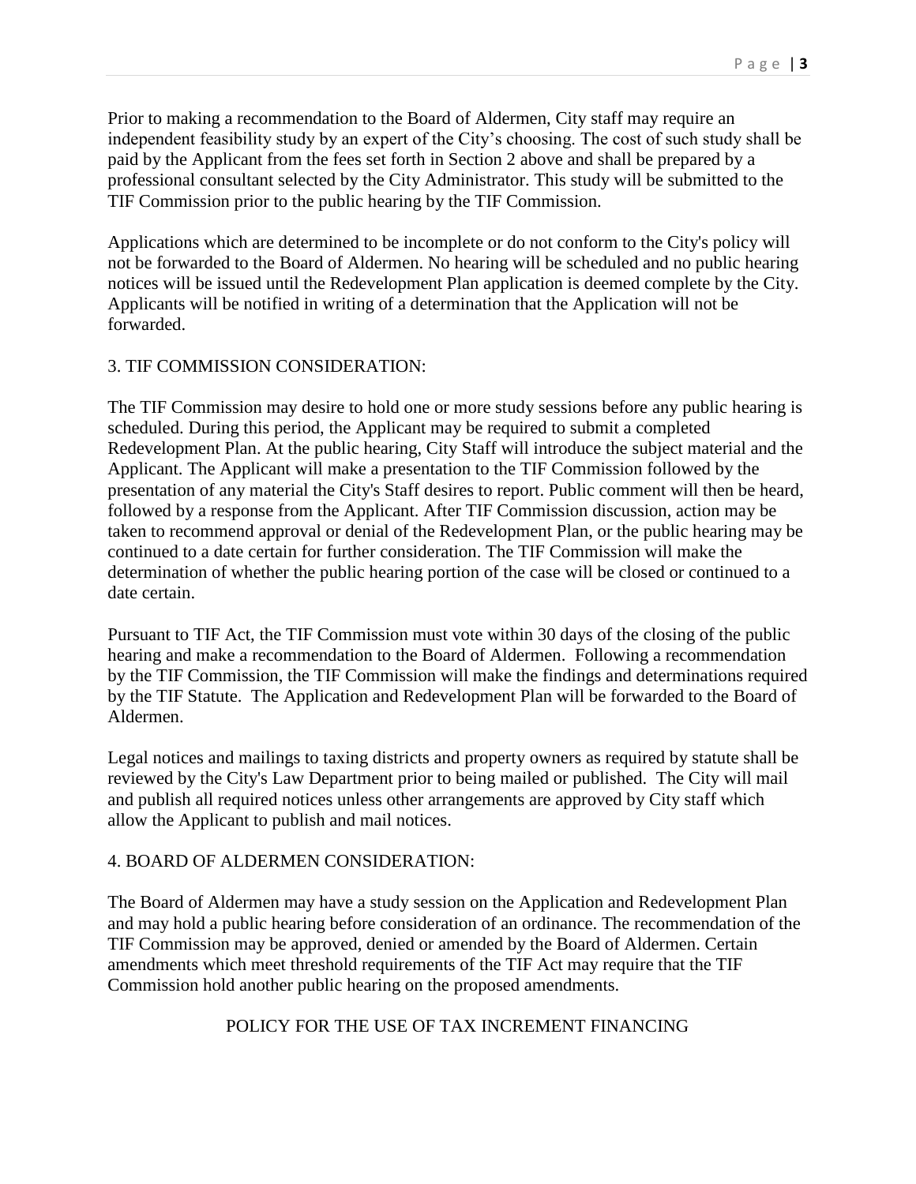Prior to making a recommendation to the Board of Aldermen, City staff may require an independent feasibility study by an expert of the City's choosing. The cost of such study shall be paid by the Applicant from the fees set forth in Section 2 above and shall be prepared by a professional consultant selected by the City Administrator. This study will be submitted to the TIF Commission prior to the public hearing by the TIF Commission.

Applications which are determined to be incomplete or do not conform to the City's policy will not be forwarded to the Board of Aldermen. No hearing will be scheduled and no public hearing notices will be issued until the Redevelopment Plan application is deemed complete by the City. Applicants will be notified in writing of a determination that the Application will not be forwarded.

## 3. TIF COMMISSION CONSIDERATION:

The TIF Commission may desire to hold one or more study sessions before any public hearing is scheduled. During this period, the Applicant may be required to submit a completed Redevelopment Plan. At the public hearing, City Staff will introduce the subject material and the Applicant. The Applicant will make a presentation to the TIF Commission followed by the presentation of any material the City's Staff desires to report. Public comment will then be heard, followed by a response from the Applicant. After TIF Commission discussion, action may be taken to recommend approval or denial of the Redevelopment Plan, or the public hearing may be continued to a date certain for further consideration. The TIF Commission will make the determination of whether the public hearing portion of the case will be closed or continued to a date certain.

Pursuant to TIF Act, the TIF Commission must vote within 30 days of the closing of the public hearing and make a recommendation to the Board of Aldermen. Following a recommendation by the TIF Commission, the TIF Commission will make the findings and determinations required by the TIF Statute. The Application and Redevelopment Plan will be forwarded to the Board of Aldermen.

Legal notices and mailings to taxing districts and property owners as required by statute shall be reviewed by the City's Law Department prior to being mailed or published. The City will mail and publish all required notices unless other arrangements are approved by City staff which allow the Applicant to publish and mail notices.

## 4. BOARD OF ALDERMEN CONSIDERATION:

The Board of Aldermen may have a study session on the Application and Redevelopment Plan and may hold a public hearing before consideration of an ordinance. The recommendation of the TIF Commission may be approved, denied or amended by the Board of Aldermen. Certain amendments which meet threshold requirements of the TIF Act may require that the TIF Commission hold another public hearing on the proposed amendments.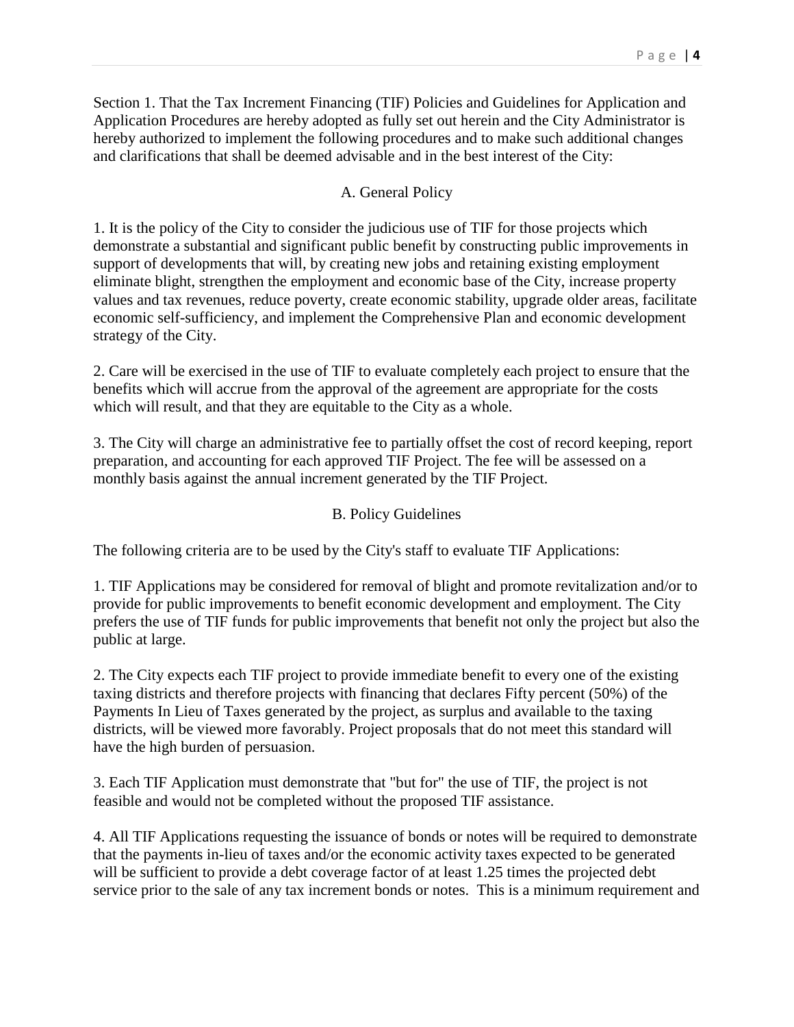Section 1. That the Tax Increment Financing (TIF) Policies and Guidelines for Application and Application Procedures are hereby adopted as fully set out herein and the City Administrator is hereby authorized to implement the following procedures and to make such additional changes and clarifications that shall be deemed advisable and in the best interest of the City:

## A. General Policy

1. It is the policy of the City to consider the judicious use of TIF for those projects which demonstrate a substantial and significant public benefit by constructing public improvements in support of developments that will, by creating new jobs and retaining existing employment eliminate blight, strengthen the employment and economic base of the City, increase property values and tax revenues, reduce poverty, create economic stability, upgrade older areas, facilitate economic self-sufficiency, and implement the Comprehensive Plan and economic development strategy of the City.

2. Care will be exercised in the use of TIF to evaluate completely each project to ensure that the benefits which will accrue from the approval of the agreement are appropriate for the costs which will result, and that they are equitable to the City as a whole.

3. The City will charge an administrative fee to partially offset the cost of record keeping, report preparation, and accounting for each approved TIF Project. The fee will be assessed on a monthly basis against the annual increment generated by the TIF Project.

## B. Policy Guidelines

The following criteria are to be used by the City's staff to evaluate TIF Applications:

1. TIF Applications may be considered for removal of blight and promote revitalization and/or to provide for public improvements to benefit economic development and employment. The City prefers the use of TIF funds for public improvements that benefit not only the project but also the public at large.

2. The City expects each TIF project to provide immediate benefit to every one of the existing taxing districts and therefore projects with financing that declares Fifty percent (50%) of the Payments In Lieu of Taxes generated by the project, as surplus and available to the taxing districts, will be viewed more favorably. Project proposals that do not meet this standard will have the high burden of persuasion.

3. Each TIF Application must demonstrate that "but for" the use of TIF, the project is not feasible and would not be completed without the proposed TIF assistance.

4. All TIF Applications requesting the issuance of bonds or notes will be required to demonstrate that the payments in-lieu of taxes and/or the economic activity taxes expected to be generated will be sufficient to provide a debt coverage factor of at least 1.25 times the projected debt service prior to the sale of any tax increment bonds or notes. This is a minimum requirement and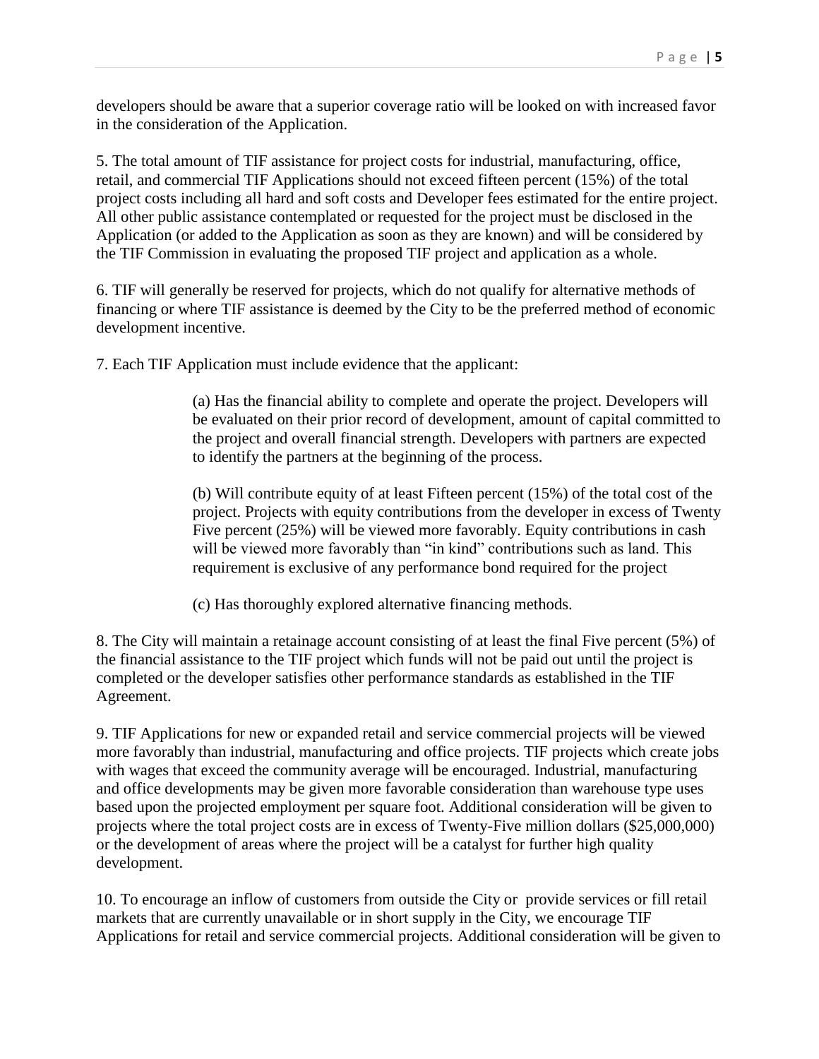developers should be aware that a superior coverage ratio will be looked on with increased favor in the consideration of the Application.

5. The total amount of TIF assistance for project costs for industrial, manufacturing, office, retail, and commercial TIF Applications should not exceed fifteen percent (15%) of the total project costs including all hard and soft costs and Developer fees estimated for the entire project. All other public assistance contemplated or requested for the project must be disclosed in the Application (or added to the Application as soon as they are known) and will be considered by the TIF Commission in evaluating the proposed TIF project and application as a whole.

6. TIF will generally be reserved for projects, which do not qualify for alternative methods of financing or where TIF assistance is deemed by the City to be the preferred method of economic development incentive.

7. Each TIF Application must include evidence that the applicant:

> (a) Has the financial ability to complete and operate the project. Developers will be evaluated on their prior record of development, amount of capital committed to the project and overall financial strength. Developers with partners are expected to identify the partners at the beginning of the process.
>
> (b) Will contribute equity of at least Fifteen percent (15%) of the total cost of the project. Projects with equity contributions from the developer in excess of Twenty Five percent (25%) will be viewed more favorably. Equity contributions in cash will be viewed more favorably than "in kind" contributions such as land. This requirement is exclusive of any performance bond required for the project
>
> (c) Has thoroughly explored alternative financing methods.

8. The City will maintain a retainage account consisting of at least the final Five percent (5%) of the financial assistance to the TIF project which funds will not be paid out until the project is completed or the developer satisfies other performance standards as established in the TIF Agreement.

9. TIF Applications for new or expanded retail and service commercial projects will be viewed more favorably than industrial, manufacturing and office projects. TIF projects which create jobs with wages that exceed the community average will be encouraged. Industrial, manufacturing and office developments may be given more favorable consideration than warehouse type uses based upon the projected employment per square foot. Additional consideration will be given to projects where the total project costs are in excess of Twenty-Five million dollars ($25,000,000) or the development of areas where the project will be a catalyst for further high quality development.

10. To encourage an inflow of customers from outside the City or provide services or fill retail markets that are currently unavailable or in short supply in the City, we encourage TIF Applications for retail and service commercial projects. Additional consideration will be given to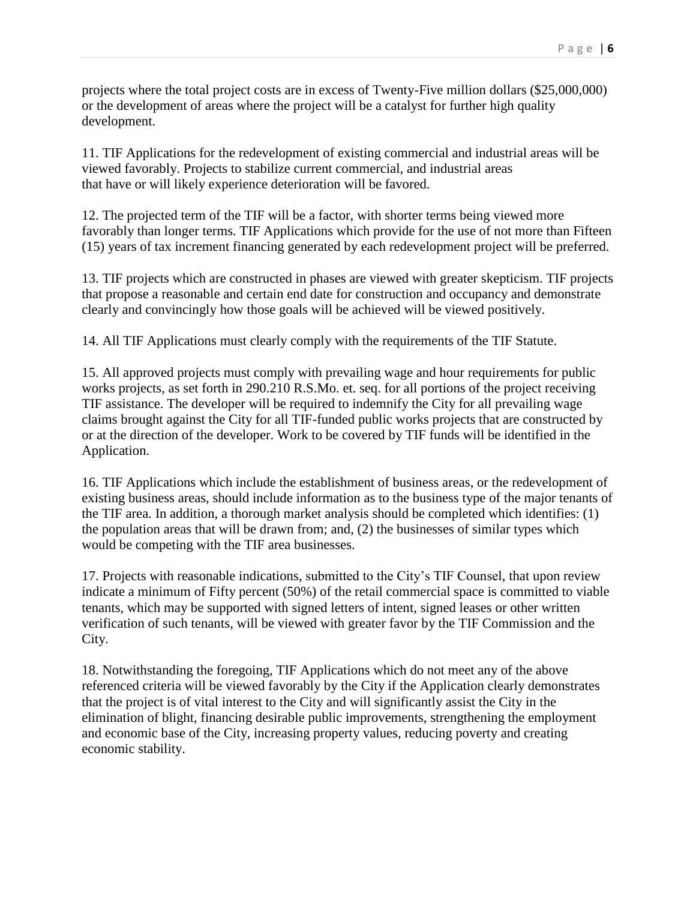projects where the total project costs are in excess of Twenty-Five million dollars ($25,000,000) or the development of areas where the project will be a catalyst for further high quality development.

11. TIF Applications for the redevelopment of existing commercial and industrial areas will be viewed favorably. Projects to stabilize current commercial, and industrial areas that have or will likely experience deterioration will be favored.

12. The projected term of the TIF will be a factor, with shorter terms being viewed more favorably than longer terms. TIF Applications which provide for the use of not more than Fifteen (15) years of tax increment financing generated by each redevelopment project will be preferred.

13. TIF projects which are constructed in phases are viewed with greater skepticism. TIF projects that propose a reasonable and certain end date for construction and occupancy and demonstrate clearly and convincingly how those goals will be achieved will be viewed positively.

14. All TIF Applications must clearly comply with the requirements of the TIF Statute.

15. All approved projects must comply with prevailing wage and hour requirements for public works projects, as set forth in 290.210 R.S.Mo. et. seq. for all portions of the project receiving TIF assistance. The developer will be required to indemnify the City for all prevailing wage claims brought against the City for all TIF-funded public works projects that are constructed by or at the direction of the developer. Work to be covered by TIF funds will be identified in the Application.

16. TIF Applications which include the establishment of business areas, or the redevelopment of existing business areas, should include information as to the business type of the major tenants of the TIF area. In addition, a thorough market analysis should be completed which identifies: (1) the population areas that will be drawn from; and, (2) the businesses of similar types which would be competing with the TIF area businesses.

17. Projects with reasonable indications, submitted to the City's TIF Counsel, that upon review indicate a minimum of Fifty percent (50%) of the retail commercial space is committed to viable tenants, which may be supported with signed letters of intent, signed leases or other written verification of such tenants, will be viewed with greater favor by the TIF Commission and the City.

18. Notwithstanding the foregoing, TIF Applications which do not meet any of the above referenced criteria will be viewed favorably by the City if the Application clearly demonstrates that the project is of vital interest to the City and will significantly assist the City in the elimination of blight, financing desirable public improvements, strengthening the employment and economic base of the City, increasing property values, reducing poverty and creating economic stability.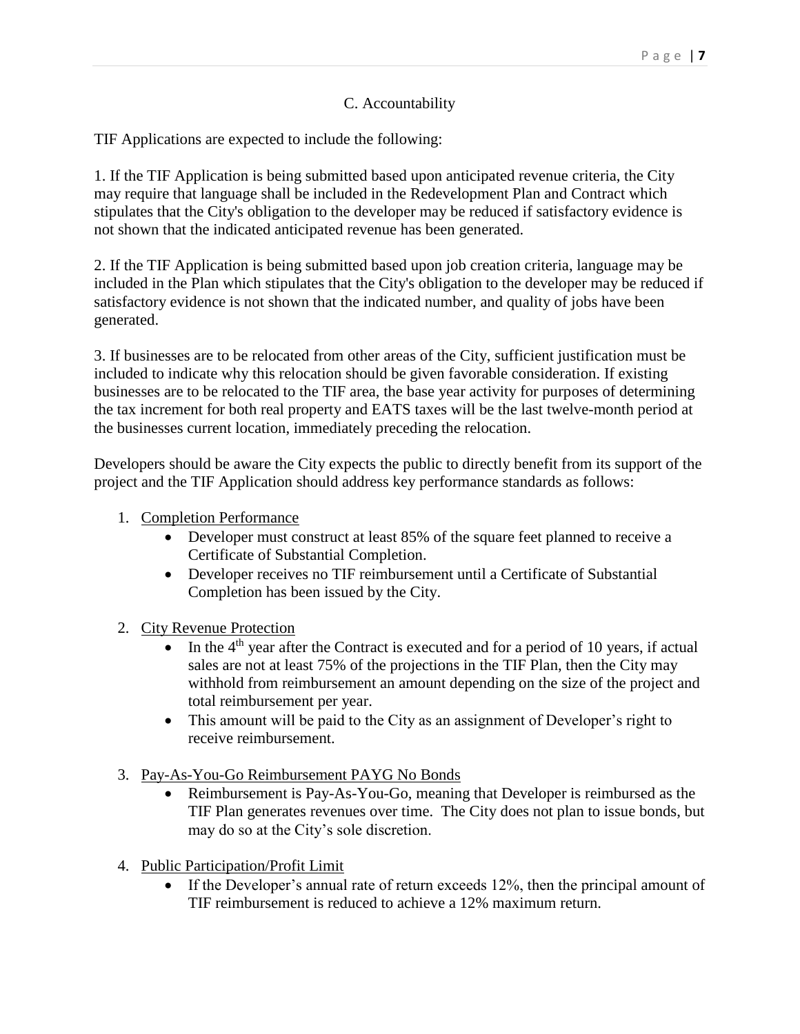## C. Accountability

TIF Applications are expected to include the following:

1. If the TIF Application is being submitted based upon anticipated revenue criteria, the City may require that language shall be included in the Redevelopment Plan and Contract which stipulates that the City's obligation to the developer may be reduced if satisfactory evidence is not shown that the indicated anticipated revenue has been generated.

2. If the TIF Application is being submitted based upon job creation criteria, language may be included in the Plan which stipulates that the City's obligation to the developer may be reduced if satisfactory evidence is not shown that the indicated number, and quality of jobs have been generated.

3. If businesses are to be relocated from other areas of the City, sufficient justification must be included to indicate why this relocation should be given favorable consideration. If existing businesses are to be relocated to the TIF area, the base year activity for purposes of determining the tax increment for both real property and EATS taxes will be the last twelve-month period at the businesses current location, immediately preceding the relocation.

Developers should be aware the City expects the public to directly benefit from its support of the project and the TIF Application should address key performance standards as follows:

1. Completion Performance
   - Developer must construct at least 85% of the square feet planned to receive a Certificate of Substantial Completion.
   - Developer receives no TIF reimbursement until a Certificate of Substantial Completion has been issued by the City.
2. City Revenue Protection
   - In the 4th year after the Contract is executed and for a period of 10 years, if actual sales are not at least 75% of the projections in the TIF Plan, then the City may withhold from reimbursement an amount depending on the size of the project and total reimbursement per year.
   - This amount will be paid to the City as an assignment of Developer's right to receive reimbursement.
3. Pay-As-You-Go Reimbursement PAYG No Bonds
   - Reimbursement is Pay-As-You-Go, meaning that Developer is reimbursed as the TIF Plan generates revenues over time. The City does not plan to issue bonds, but may do so at the City's sole discretion.
4. Public Participation/Profit Limit
   - If the Developer's annual rate of return exceeds 12%, then the principal amount of TIF reimbursement is reduced to achieve a 12% maximum return.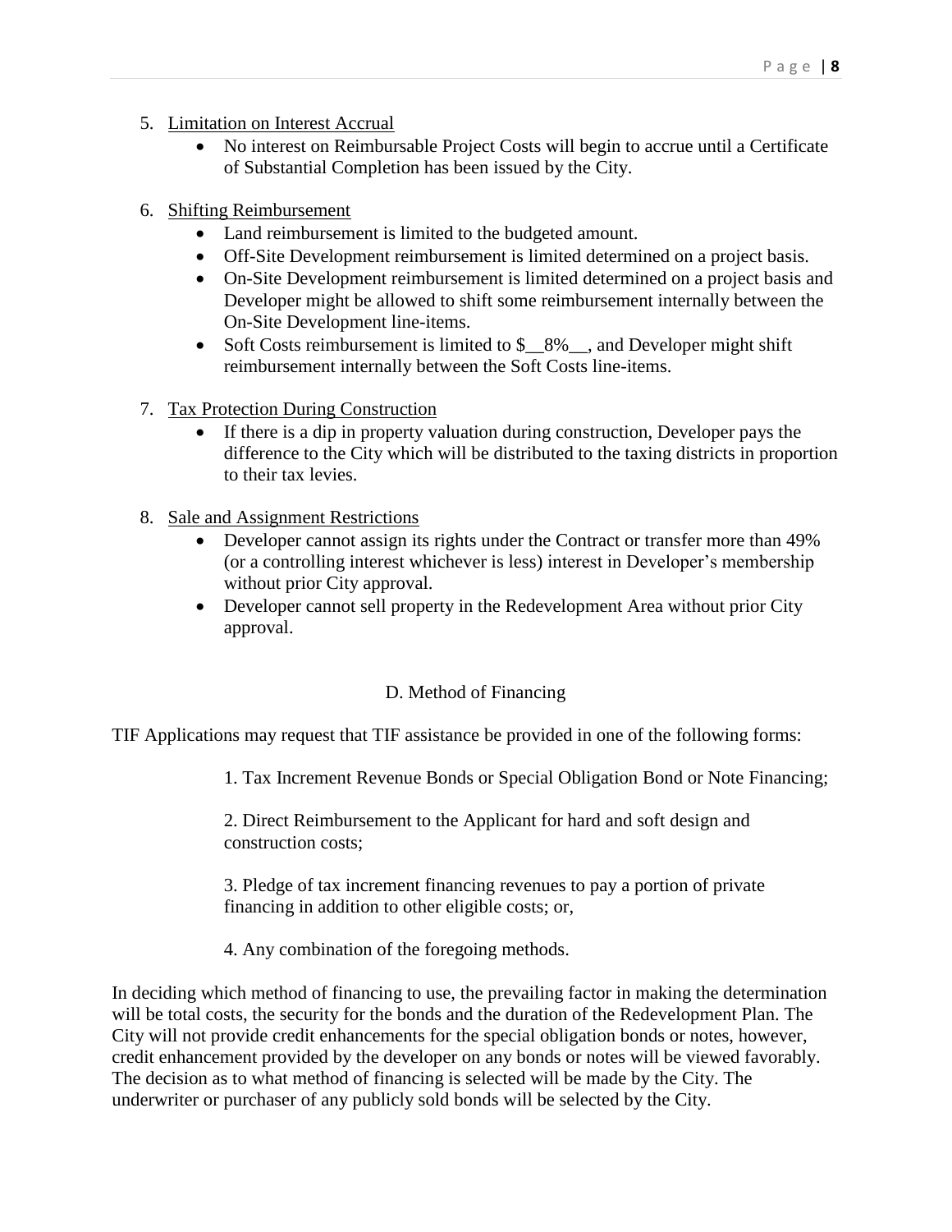5. Limitation on Interest Accrual
    - No interest on Reimbursable Project Costs will begin to accrue until a Certificate of Substantial Completion has been issued by the City.

6. Shifting Reimbursement
    - Land reimbursement is limited to the budgeted amount.
    - Off-Site Development reimbursement is limited determined on a project basis.
    - On-Site Development reimbursement is limited determined on a project basis and Developer might be allowed to shift some reimbursement internally between the On-Site Development line-items.
    - Soft Costs reimbursement is limited to $__8%__, and Developer might shift reimbursement internally between the Soft Costs line-items.

7. Tax Protection During Construction
    - If there is a dip in property valuation during construction, Developer pays the difference to the City which will be distributed to the taxing districts in proportion to their tax levies.

8. Sale and Assignment Restrictions
    - Developer cannot assign its rights under the Contract or transfer more than 49% (or a controlling interest whichever is less) interest in Developer's membership without prior City approval.
    - Developer cannot sell property in the Redevelopment Area without prior City approval.

## D. Method of Financing

TIF Applications may request that TIF assistance be provided in one of the following forms:

1. Tax Increment Revenue Bonds or Special Obligation Bond or Note Financing;

2. Direct Reimbursement to the Applicant for hard and soft design and construction costs;

3. Pledge of tax increment financing revenues to pay a portion of private financing in addition to other eligible costs; or,

4. Any combination of the foregoing methods.

In deciding which method of financing to use, the prevailing factor in making the determination will be total costs, the security for the bonds and the duration of the Redevelopment Plan. The City will not provide credit enhancements for the special obligation bonds or notes, however, credit enhancement provided by the developer on any bonds or notes will be viewed favorably. The decision as to what method of financing is selected will be made by the City. The underwriter or purchaser of any publicly sold bonds will be selected by the City.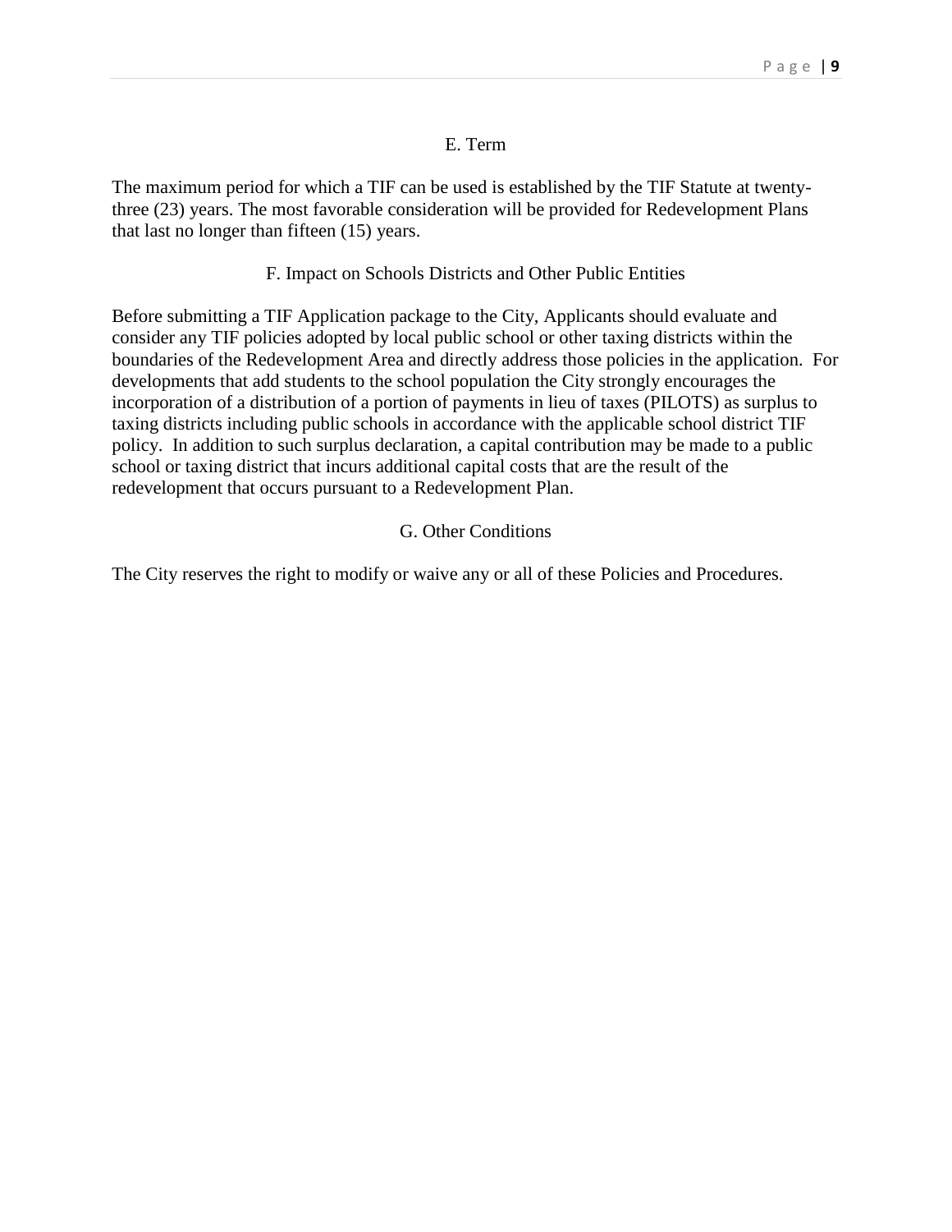### E. Term

The maximum period for which a TIF can be used is established by the TIF Statute at twenty-three (23) years. The most favorable consideration will be provided for Redevelopment Plans that last no longer than fifteen (15) years.

### F. Impact on Schools Districts and Other Public Entities

Before submitting a TIF Application package to the City, Applicants should evaluate and consider any TIF policies adopted by local public school or other taxing districts within the boundaries of the Redevelopment Area and directly address those policies in the application. For developments that add students to the school population the City strongly encourages the incorporation of a distribution of a portion of payments in lieu of taxes (PILOTS) as surplus to taxing districts including public schools in accordance with the applicable school district TIF policy. In addition to such surplus declaration, a capital contribution may be made to a public school or taxing district that incurs additional capital costs that are the result of the redevelopment that occurs pursuant to a Redevelopment Plan.

### G. Other Conditions

The City reserves the right to modify or waive any or all of these Policies and Procedures.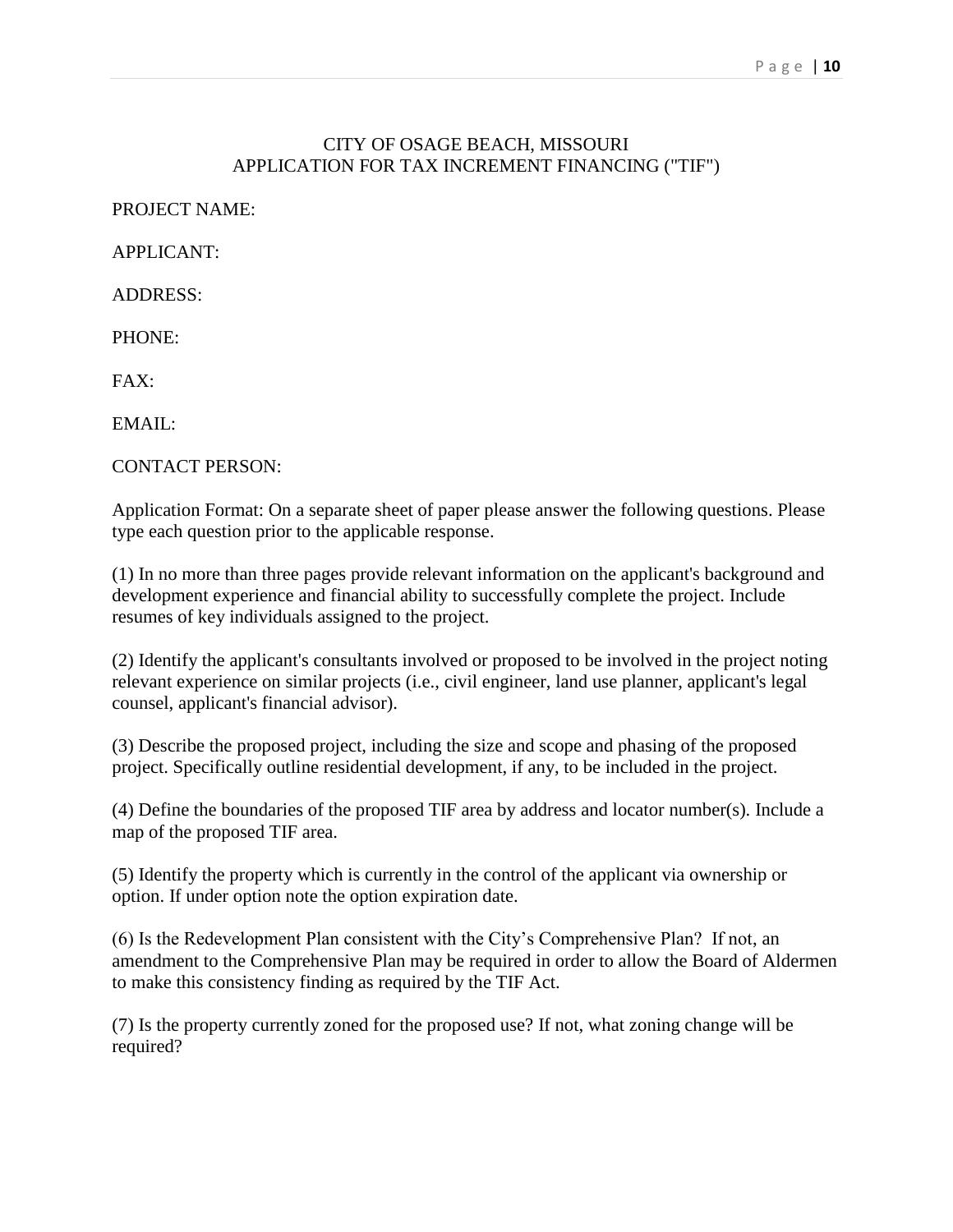# CITY OF OSAGE BEACH, MISSOURI
## APPLICATION FOR TAX INCREMENT FINANCING ("TIF")

PROJECT NAME:

APPLICANT:

ADDRESS:

PHONE:

FAX:

EMAIL:

CONTACT PERSON:

Application Format: On a separate sheet of paper please answer the following questions. Please type each question prior to the applicable response.

(1) In no more than three pages provide relevant information on the applicant's background and development experience and financial ability to successfully complete the project. Include resumes of key individuals assigned to the project.

(2) Identify the applicant's consultants involved or proposed to be involved in the project noting relevant experience on similar projects (i.e., civil engineer, land use planner, applicant's legal counsel, applicant's financial advisor).

(3) Describe the proposed project, including the size and scope and phasing of the proposed project. Specifically outline residential development, if any, to be included in the project.

(4) Define the boundaries of the proposed TIF area by address and locator number(s). Include a map of the proposed TIF area.

(5) Identify the property which is currently in the control of the applicant via ownership or option. If under option note the option expiration date.

(6) Is the Redevelopment Plan consistent with the City's Comprehensive Plan? If not, an amendment to the Comprehensive Plan may be required in order to allow the Board of Aldermen to make this consistency finding as required by the TIF Act.

(7) Is the property currently zoned for the proposed use? If not, what zoning change will be required?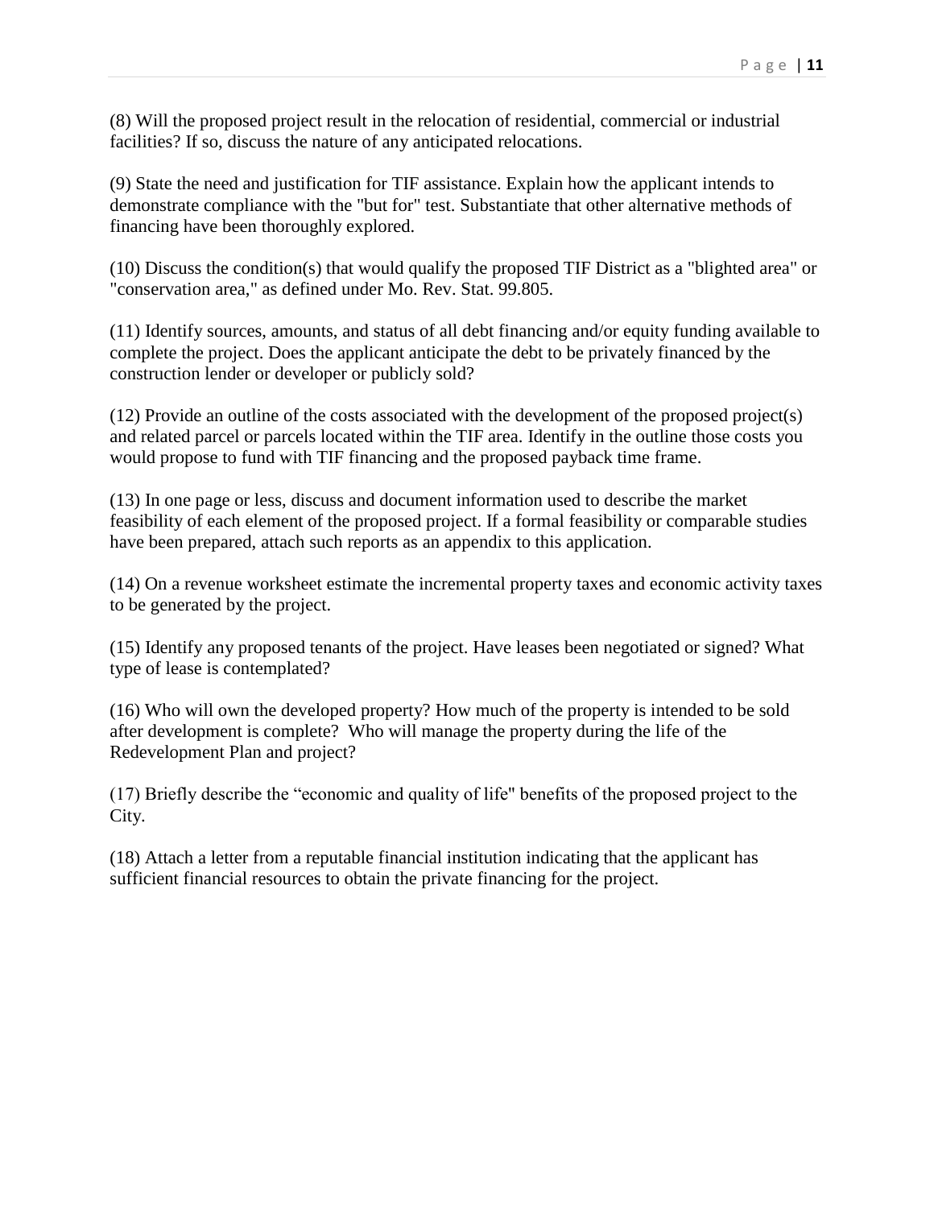(8) Will the proposed project result in the relocation of residential, commercial or industrial facilities? If so, discuss the nature of any anticipated relocations.

(9) State the need and justification for TIF assistance. Explain how the applicant intends to demonstrate compliance with the "but for" test. Substantiate that other alternative methods of financing have been thoroughly explored.

(10) Discuss the condition(s) that would qualify the proposed TIF District as a "blighted area" or "conservation area," as defined under Mo. Rev. Stat. 99.805.

(11) Identify sources, amounts, and status of all debt financing and/or equity funding available to complete the project. Does the applicant anticipate the debt to be privately financed by the construction lender or developer or publicly sold?

(12) Provide an outline of the costs associated with the development of the proposed project(s) and related parcel or parcels located within the TIF area. Identify in the outline those costs you would propose to fund with TIF financing and the proposed payback time frame.

(13) In one page or less, discuss and document information used to describe the market feasibility of each element of the proposed project. If a formal feasibility or comparable studies have been prepared, attach such reports as an appendix to this application.

(14) On a revenue worksheet estimate the incremental property taxes and economic activity taxes to be generated by the project.

(15) Identify any proposed tenants of the project. Have leases been negotiated or signed? What type of lease is contemplated?

(16) Who will own the developed property? How much of the property is intended to be sold after development is complete? Who will manage the property during the life of the Redevelopment Plan and project?

(17) Briefly describe the "economic and quality of life" benefits of the proposed project to the City.

(18) Attach a letter from a reputable financial institution indicating that the applicant has sufficient financial resources to obtain the private financing for the project.